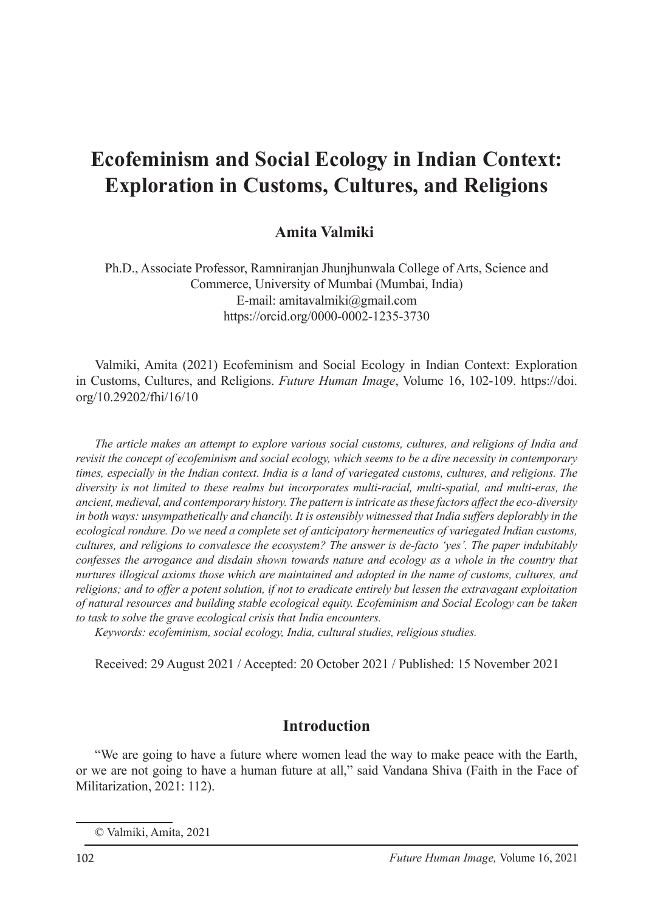# Ecofeminism and Social Ecology in Indian Context: Exploration in Customs, Cultures, and Religions

**Amita Valmiki**

Ph.D., Associate Professor, Ramniranjan Jhunjhunwala College of Arts, Science and Commerce, University of Mumbai (Mumbai, India)
E-mail: amitavalmiki@gmail.com
https://orcid.org/0000-0002-1235-3730

Valmiki, Amita (2021) Ecofeminism and Social Ecology in Indian Context: Exploration in Customs, Cultures, and Religions. *Future Human Image*, Volume 16, 102-109. https://doi.org/10.29202/fhi/16/10

*The article makes an attempt to explore various social customs, cultures, and religions of India and revisit the concept of ecofeminism and social ecology, which seems to be a dire necessity in contemporary times, especially in the Indian context. India is a land of variegated customs, cultures, and religions. The diversity is not limited to these realms but incorporates multi-racial, multi-spatial, and multi-eras, the ancient, medieval, and contemporary history. The pattern is intricate as these factors affect the eco-diversity in both ways: unsympathetically and chancily. It is ostensibly witnessed that India suffers deplorably in the ecological rondure. Do we need a complete set of anticipatory hermeneutics of variegated Indian customs, cultures, and religions to convalesce the ecosystem? The answer is de-facto 'yes'. The paper indubitably confesses the arrogance and disdain shown towards nature and ecology as a whole in the country that nurtures illogical axioms those which are maintained and adopted in the name of customs, cultures, and religions; and to offer a potent solution, if not to eradicate entirely but lessen the extravagant exploitation of natural resources and building stable ecological equity. Ecofeminism and Social Ecology can be taken to task to solve the grave ecological crisis that India encounters.*

*Keywords: ecofeminism, social ecology, India, cultural studies, religious studies.*

Received: 29 August 2021 / Accepted: 20 October 2021 / Published: 15 November 2021

## Introduction

"We are going to have a future where women lead the way to make peace with the Earth, or we are not going to have a human future at all," said Vandana Shiva (Faith in the Face of Militarization, 2021: 112).

© Valmiki, Amita, 2021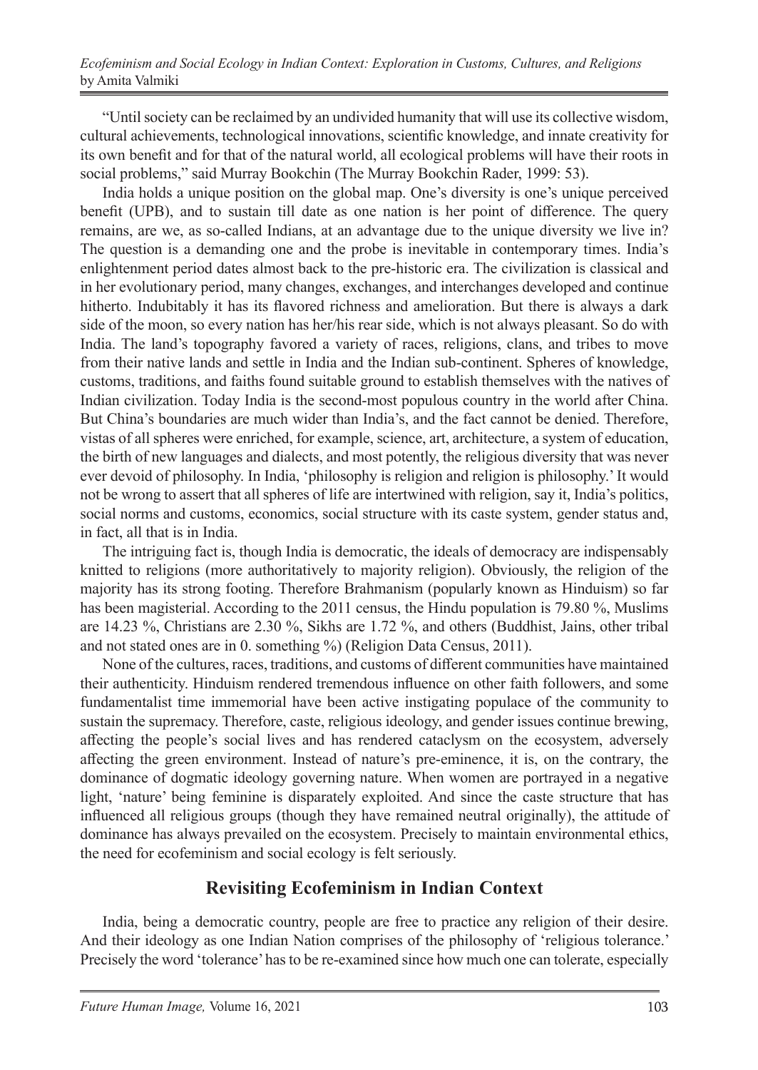"Until society can be reclaimed by an undivided humanity that will use its collective wisdom, cultural achievements, technological innovations, scientific knowledge, and innate creativity for its own benefit and for that of the natural world, all ecological problems will have their roots in social problems," said Murray Bookchin (The Murray Bookchin Rader, 1999: 53).

India holds a unique position on the global map. One's diversity is one's unique perceived benefit (UPB), and to sustain till date as one nation is her point of difference. The query remains, are we, as so-called Indians, at an advantage due to the unique diversity we live in? The question is a demanding one and the probe is inevitable in contemporary times. India's enlightenment period dates almost back to the pre-historic era. The civilization is classical and in her evolutionary period, many changes, exchanges, and interchanges developed and continue hitherto. Indubitably it has its flavored richness and amelioration. But there is always a dark side of the moon, so every nation has her/his rear side, which is not always pleasant. So do with India. The land's topography favored a variety of races, religions, clans, and tribes to move from their native lands and settle in India and the Indian sub-continent. Spheres of knowledge, customs, traditions, and faiths found suitable ground to establish themselves with the natives of Indian civilization. Today India is the second-most populous country in the world after China. But China's boundaries are much wider than India's, and the fact cannot be denied. Therefore, vistas of all spheres were enriched, for example, science, art, architecture, a system of education, the birth of new languages and dialects, and most potently, the religious diversity that was never ever devoid of philosophy. In India, 'philosophy is religion and religion is philosophy.' It would not be wrong to assert that all spheres of life are intertwined with religion, say it, India's politics, social norms and customs, economics, social structure with its caste system, gender status and, in fact, all that is in India.

The intriguing fact is, though India is democratic, the ideals of democracy are indispensably knitted to religions (more authoritatively to majority religion). Obviously, the religion of the majority has its strong footing. Therefore Brahmanism (popularly known as Hinduism) so far has been magisterial. According to the 2011 census, the Hindu population is 79.80 %, Muslims are 14.23 %, Christians are 2.30 %, Sikhs are 1.72 %, and others (Buddhist, Jains, other tribal and not stated ones are in 0. something %) (Religion Data Census, 2011).

None of the cultures, races, traditions, and customs of different communities have maintained their authenticity. Hinduism rendered tremendous influence on other faith followers, and some fundamentalist time immemorial have been active instigating populace of the community to sustain the supremacy. Therefore, caste, religious ideology, and gender issues continue brewing, affecting the people's social lives and has rendered cataclysm on the ecosystem, adversely affecting the green environment. Instead of nature's pre-eminence, it is, on the contrary, the dominance of dogmatic ideology governing nature. When women are portrayed in a negative light, 'nature' being feminine is disparately exploited. And since the caste structure that has influenced all religious groups (though they have remained neutral originally), the attitude of dominance has always prevailed on the ecosystem. Precisely to maintain environmental ethics, the need for ecofeminism and social ecology is felt seriously.

## Revisiting Ecofeminism in Indian Context

India, being a democratic country, people are free to practice any religion of their desire. And their ideology as one Indian Nation comprises of the philosophy of 'religious tolerance.' Precisely the word 'tolerance' has to be re-examined since how much one can tolerate, especially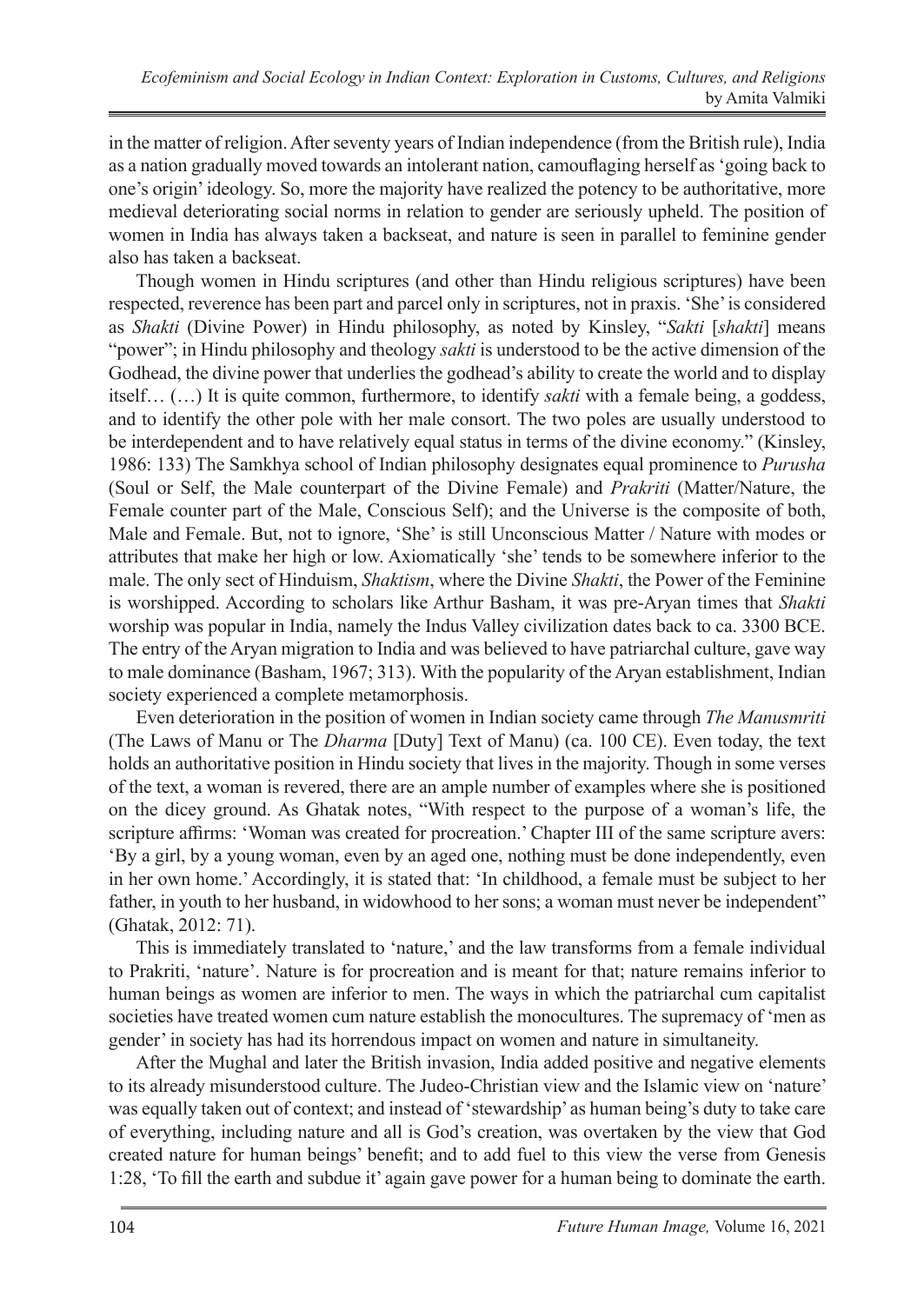in the matter of religion. After seventy years of Indian independence (from the British rule), India as a nation gradually moved towards an intolerant nation, camouflaging herself as 'going back to one's origin' ideology. So, more the majority have realized the potency to be authoritative, more medieval deteriorating social norms in relation to gender are seriously upheld. The position of women in India has always taken a backseat, and nature is seen in parallel to feminine gender also has taken a backseat.

Though women in Hindu scriptures (and other than Hindu religious scriptures) have been respected, reverence has been part and parcel only in scriptures, not in praxis. 'She' is considered as *Shakti* (Divine Power) in Hindu philosophy, as noted by Kinsley, "*Sakti* [*shakti*] means "power"; in Hindu philosophy and theology *sakti* is understood to be the active dimension of the Godhead, the divine power that underlies the godhead's ability to create the world and to display itself… (…) It is quite common, furthermore, to identify *sakti* with a female being, a goddess, and to identify the other pole with her male consort. The two poles are usually understood to be interdependent and to have relatively equal status in terms of the divine economy." (Kinsley, 1986: 133) The Samkhya school of Indian philosophy designates equal prominence to *Purusha* (Soul or Self, the Male counterpart of the Divine Female) and *Prakriti* (Matter/Nature, the Female counter part of the Male, Conscious Self); and the Universe is the composite of both, Male and Female. But, not to ignore, 'She' is still Unconscious Matter / Nature with modes or attributes that make her high or low. Axiomatically 'she' tends to be somewhere inferior to the male. The only sect of Hinduism, *Shaktism*, where the Divine *Shakti*, the Power of the Feminine is worshipped. According to scholars like Arthur Basham, it was pre-Aryan times that *Shakti* worship was popular in India, namely the Indus Valley civilization dates back to ca. 3300 BCE. The entry of the Aryan migration to India and was believed to have patriarchal culture, gave way to male dominance (Basham, 1967; 313). With the popularity of the Aryan establishment, Indian society experienced a complete metamorphosis.

Even deterioration in the position of women in Indian society came through *The Manusmriti* (The Laws of Manu or The *Dharma* [Duty] Text of Manu) (ca. 100 CE). Even today, the text holds an authoritative position in Hindu society that lives in the majority. Though in some verses of the text, a woman is revered, there are an ample number of examples where she is positioned on the dicey ground. As Ghatak notes, "With respect to the purpose of a woman's life, the scripture affirms: 'Woman was created for procreation.' Chapter III of the same scripture avers: 'By a girl, by a young woman, even by an aged one, nothing must be done independently, even in her own home.' Accordingly, it is stated that: 'In childhood, a female must be subject to her father, in youth to her husband, in widowhood to her sons; a woman must never be independent" (Ghatak, 2012: 71).

This is immediately translated to 'nature,' and the law transforms from a female individual to Prakriti, 'nature'. Nature is for procreation and is meant for that; nature remains inferior to human beings as women are inferior to men. The ways in which the patriarchal cum capitalist societies have treated women cum nature establish the monocultures. The supremacy of 'men as gender' in society has had its horrendous impact on women and nature in simultaneity.

After the Mughal and later the British invasion, India added positive and negative elements to its already misunderstood culture. The Judeo-Christian view and the Islamic view on 'nature' was equally taken out of context; and instead of 'stewardship' as human being's duty to take care of everything, including nature and all is God's creation, was overtaken by the view that God created nature for human beings' benefit; and to add fuel to this view the verse from Genesis 1:28, 'To fill the earth and subdue it' again gave power for a human being to dominate the earth.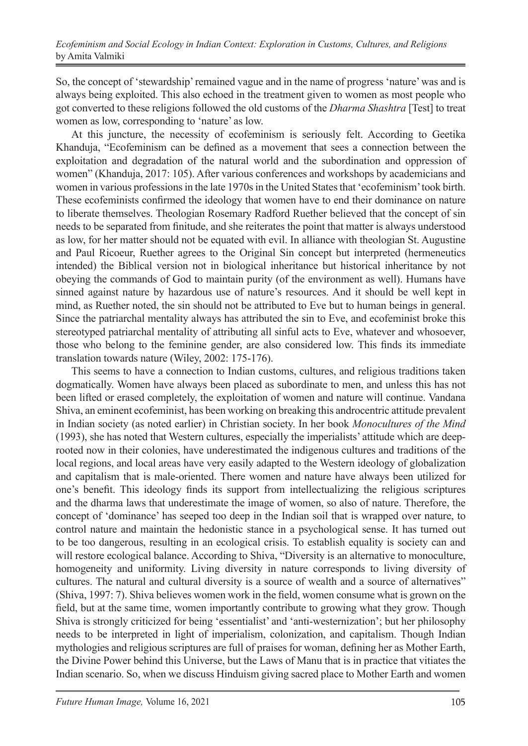So, the concept of 'stewardship' remained vague and in the name of progress 'nature' was and is always being exploited. This also echoed in the treatment given to women as most people who got converted to these religions followed the old customs of the *Dharma Shashtra* [Test] to treat women as low, corresponding to 'nature' as low.

At this juncture, the necessity of ecofeminism is seriously felt. According to Geetika Khanduja, "Ecofeminism can be defined as a movement that sees a connection between the exploitation and degradation of the natural world and the subordination and oppression of women" (Khanduja, 2017: 105). After various conferences and workshops by academicians and women in various professions in the late 1970s in the United States that 'ecofeminism' took birth. These ecofeminists confirmed the ideology that women have to end their dominance on nature to liberate themselves. Theologian Rosemary Radford Ruether believed that the concept of sin needs to be separated from finitude, and she reiterates the point that matter is always understood as low, for her matter should not be equated with evil. In alliance with theologian St. Augustine and Paul Ricoeur, Ruether agrees to the Original Sin concept but interpreted (hermeneutics intended) the Biblical version not in biological inheritance but historical inheritance by not obeying the commands of God to maintain purity (of the environment as well). Humans have sinned against nature by hazardous use of nature's resources. And it should be well kept in mind, as Ruether noted, the sin should not be attributed to Eve but to human beings in general. Since the patriarchal mentality always has attributed the sin to Eve, and ecofeminist broke this stereotyped patriarchal mentality of attributing all sinful acts to Eve, whatever and whosoever, those who belong to the feminine gender, are also considered low. This finds its immediate translation towards nature (Wiley, 2002: 175-176).

This seems to have a connection to Indian customs, cultures, and religious traditions taken dogmatically. Women have always been placed as subordinate to men, and unless this has not been lifted or erased completely, the exploitation of women and nature will continue. Vandana Shiva, an eminent ecofeminist, has been working on breaking this androcentric attitude prevalent in Indian society (as noted earlier) in Christian society. In her book *Monocultures of the Mind* (1993), she has noted that Western cultures, especially the imperialists' attitude which are deep-rooted now in their colonies, have underestimated the indigenous cultures and traditions of the local regions, and local areas have very easily adapted to the Western ideology of globalization and capitalism that is male-oriented. There women and nature have always been utilized for one's benefit. This ideology finds its support from intellectualizing the religious scriptures and the dharma laws that underestimate the image of women, so also of nature. Therefore, the concept of 'dominance' has seeped too deep in the Indian soil that is wrapped over nature, to control nature and maintain the hedonistic stance in a psychological sense. It has turned out to be too dangerous, resulting in an ecological crisis. To establish equality is society can and will restore ecological balance. According to Shiva, "Diversity is an alternative to monoculture, homogeneity and uniformity. Living diversity in nature corresponds to living diversity of cultures. The natural and cultural diversity is a source of wealth and a source of alternatives" (Shiva, 1997: 7). Shiva believes women work in the field, women consume what is grown on the field, but at the same time, women importantly contribute to growing what they grow. Though Shiva is strongly criticized for being 'essentialist' and 'anti-westernization'; but her philosophy needs to be interpreted in light of imperialism, colonization, and capitalism. Though Indian mythologies and religious scriptures are full of praises for woman, defining her as Mother Earth, the Divine Power behind this Universe, but the Laws of Manu that is in practice that vitiates the Indian scenario. So, when we discuss Hinduism giving sacred place to Mother Earth and women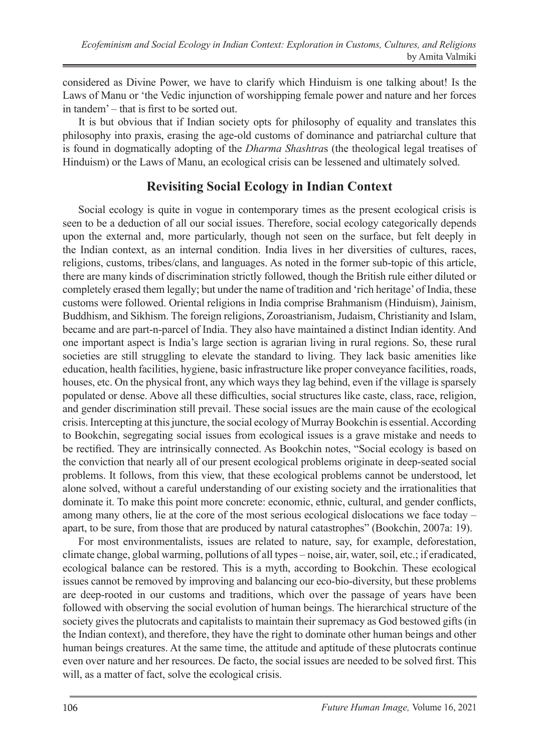considered as Divine Power, we have to clarify which Hinduism is one talking about! Is the Laws of Manu or 'the Vedic injunction of worshipping female power and nature and her forces in tandem' – that is first to be sorted out.

It is but obvious that if Indian society opts for philosophy of equality and translates this philosophy into praxis, erasing the age-old customs of dominance and patriarchal culture that is found in dogmatically adopting of the *Dharma Shashtra*s (the theological legal treatises of Hinduism) or the Laws of Manu, an ecological crisis can be lessened and ultimately solved.

## Revisiting Social Ecology in Indian Context

Social ecology is quite in vogue in contemporary times as the present ecological crisis is seen to be a deduction of all our social issues. Therefore, social ecology categorically depends upon the external and, more particularly, though not seen on the surface, but felt deeply in the Indian context, as an internal condition. India lives in her diversities of cultures, races, religions, customs, tribes/clans, and languages. As noted in the former sub-topic of this article, there are many kinds of discrimination strictly followed, though the British rule either diluted or completely erased them legally; but under the name of tradition and 'rich heritage' of India, these customs were followed. Oriental religions in India comprise Brahmanism (Hinduism), Jainism, Buddhism, and Sikhism. The foreign religions, Zoroastrianism, Judaism, Christianity and Islam, became and are part-n-parcel of India. They also have maintained a distinct Indian identity. And one important aspect is India's large section is agrarian living in rural regions. So, these rural societies are still struggling to elevate the standard to living. They lack basic amenities like education, health facilities, hygiene, basic infrastructure like proper conveyance facilities, roads, houses, etc. On the physical front, any which ways they lag behind, even if the village is sparsely populated or dense. Above all these difficulties, social structures like caste, class, race, religion, and gender discrimination still prevail. These social issues are the main cause of the ecological crisis. Intercepting at this juncture, the social ecology of Murray Bookchin is essential. According to Bookchin, segregating social issues from ecological issues is a grave mistake and needs to be rectified. They are intrinsically connected. As Bookchin notes, "Social ecology is based on the conviction that nearly all of our present ecological problems originate in deep-seated social problems. It follows, from this view, that these ecological problems cannot be understood, let alone solved, without a careful understanding of our existing society and the irrationalities that dominate it. To make this point more concrete: economic, ethnic, cultural, and gender conflicts, among many others, lie at the core of the most serious ecological dislocations we face today – apart, to be sure, from those that are produced by natural catastrophes" (Bookchin, 2007a: 19).

For most environmentalists, issues are related to nature, say, for example, deforestation, climate change, global warming, pollutions of all types – noise, air, water, soil, etc.; if eradicated, ecological balance can be restored. This is a myth, according to Bookchin. These ecological issues cannot be removed by improving and balancing our eco-bio-diversity, but these problems are deep-rooted in our customs and traditions, which over the passage of years have been followed with observing the social evolution of human beings. The hierarchical structure of the society gives the plutocrats and capitalists to maintain their supremacy as God bestowed gifts (in the Indian context), and therefore, they have the right to dominate other human beings and other human beings creatures. At the same time, the attitude and aptitude of these plutocrats continue even over nature and her resources. De facto, the social issues are needed to be solved first. This will, as a matter of fact, solve the ecological crisis.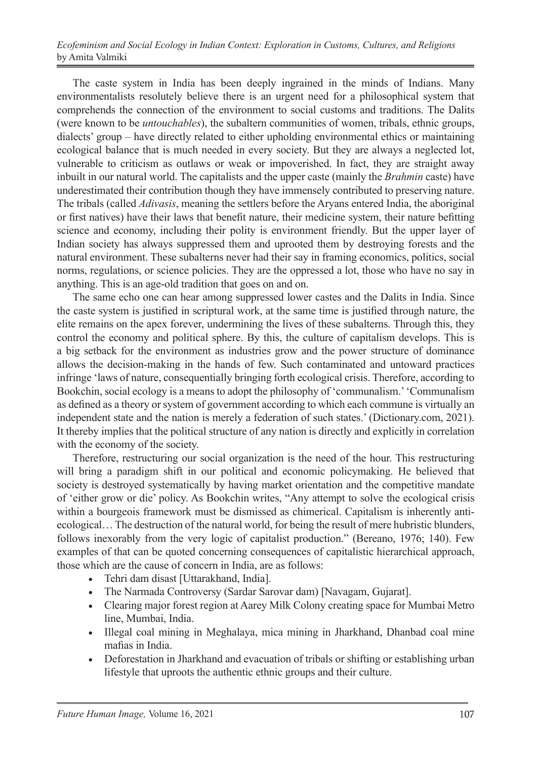The caste system in India has been deeply ingrained in the minds of Indians. Many environmentalists resolutely believe there is an urgent need for a philosophical system that comprehends the connection of the environment to social customs and traditions. The Dalits (were known to be *untouchables*), the subaltern communities of women, tribals, ethnic groups, dialects' group – have directly related to either upholding environmental ethics or maintaining ecological balance that is much needed in every society. But they are always a neglected lot, vulnerable to criticism as outlaws or weak or impoverished. In fact, they are straight away inbuilt in our natural world. The capitalists and the upper caste (mainly the *Brahmin* caste) have underestimated their contribution though they have immensely contributed to preserving nature. The tribals (called *Adivasis*, meaning the settlers before the Aryans entered India, the aboriginal or first natives) have their laws that benefit nature, their medicine system, their nature befitting science and economy, including their polity is environment friendly. But the upper layer of Indian society has always suppressed them and uprooted them by destroying forests and the natural environment. These subalterns never had their say in framing economics, politics, social norms, regulations, or science policies. They are the oppressed a lot, those who have no say in anything. This is an age-old tradition that goes on and on.

The same echo one can hear among suppressed lower castes and the Dalits in India. Since the caste system is justified in scriptural work, at the same time is justified through nature, the elite remains on the apex forever, undermining the lives of these subalterns. Through this, they control the economy and political sphere. By this, the culture of capitalism develops. This is a big setback for the environment as industries grow and the power structure of dominance allows the decision-making in the hands of few. Such contaminated and untoward practices infringe 'laws of nature, consequentially bringing forth ecological crisis. Therefore, according to Bookchin, social ecology is a means to adopt the philosophy of 'communalism.' 'Communalism as defined as a theory or system of government according to which each commune is virtually an independent state and the nation is merely a federation of such states.' (Dictionary.com, 2021). It thereby implies that the political structure of any nation is directly and explicitly in correlation with the economy of the society.

Therefore, restructuring our social organization is the need of the hour. This restructuring will bring a paradigm shift in our political and economic policymaking. He believed that society is destroyed systematically by having market orientation and the competitive mandate of 'either grow or die' policy. As Bookchin writes, "Any attempt to solve the ecological crisis within a bourgeois framework must be dismissed as chimerical. Capitalism is inherently anti-ecological… The destruction of the natural world, for being the result of mere hubristic blunders, follows inexorably from the very logic of capitalist production." (Bereano, 1976; 140). Few examples of that can be quoted concerning consequences of capitalistic hierarchical approach, those which are the cause of concern in India, are as follows:

- Tehri dam disast [Uttarakhand, India].
- The Narmada Controversy (Sardar Sarovar dam) [Navagam, Gujarat].
- Clearing major forest region at Aarey Milk Colony creating space for Mumbai Metro line, Mumbai, India.
- Illegal coal mining in Meghalaya, mica mining in Jharkhand, Dhanbad coal mine mafias in India.
- Deforestation in Jharkhand and evacuation of tribals or shifting or establishing urban lifestyle that uproots the authentic ethnic groups and their culture.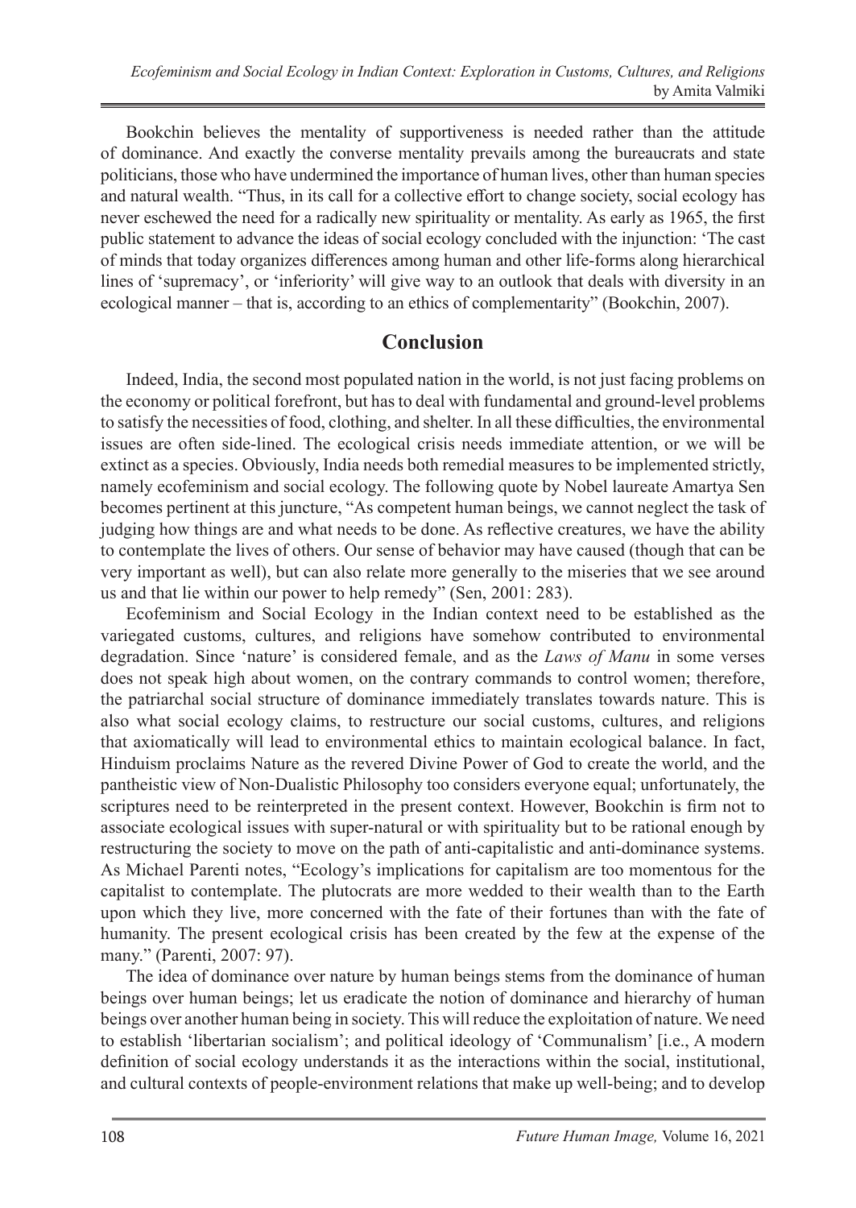Bookchin believes the mentality of supportiveness is needed rather than the attitude of dominance. And exactly the converse mentality prevails among the bureaucrats and state politicians, those who have undermined the importance of human lives, other than human species and natural wealth. "Thus, in its call for a collective effort to change society, social ecology has never eschewed the need for a radically new spirituality or mentality. As early as 1965, the first public statement to advance the ideas of social ecology concluded with the injunction: 'The cast of minds that today organizes differences among human and other life-forms along hierarchical lines of 'supremacy', or 'inferiority' will give way to an outlook that deals with diversity in an ecological manner – that is, according to an ethics of complementarity" (Bookchin, 2007).

## Conclusion

Indeed, India, the second most populated nation in the world, is not just facing problems on the economy or political forefront, but has to deal with fundamental and ground-level problems to satisfy the necessities of food, clothing, and shelter. In all these difficulties, the environmental issues are often side-lined. The ecological crisis needs immediate attention, or we will be extinct as a species. Obviously, India needs both remedial measures to be implemented strictly, namely ecofeminism and social ecology. The following quote by Nobel laureate Amartya Sen becomes pertinent at this juncture, "As competent human beings, we cannot neglect the task of judging how things are and what needs to be done. As reflective creatures, we have the ability to contemplate the lives of others. Our sense of behavior may have caused (though that can be very important as well), but can also relate more generally to the miseries that we see around us and that lie within our power to help remedy" (Sen, 2001: 283).

Ecofeminism and Social Ecology in the Indian context need to be established as the variegated customs, cultures, and religions have somehow contributed to environmental degradation. Since 'nature' is considered female, and as the *Laws of Manu* in some verses does not speak high about women, on the contrary commands to control women; therefore, the patriarchal social structure of dominance immediately translates towards nature. This is also what social ecology claims, to restructure our social customs, cultures, and religions that axiomatically will lead to environmental ethics to maintain ecological balance. In fact, Hinduism proclaims Nature as the revered Divine Power of God to create the world, and the pantheistic view of Non-Dualistic Philosophy too considers everyone equal; unfortunately, the scriptures need to be reinterpreted in the present context. However, Bookchin is firm not to associate ecological issues with super-natural or with spirituality but to be rational enough by restructuring the society to move on the path of anti-capitalistic and anti-dominance systems. As Michael Parenti notes, "Ecology's implications for capitalism are too momentous for the capitalist to contemplate. The plutocrats are more wedded to their wealth than to the Earth upon which they live, more concerned with the fate of their fortunes than with the fate of humanity. The present ecological crisis has been created by the few at the expense of the many." (Parenti, 2007: 97).

The idea of dominance over nature by human beings stems from the dominance of human beings over human beings; let us eradicate the notion of dominance and hierarchy of human beings over another human being in society. This will reduce the exploitation of nature. We need to establish 'libertarian socialism'; and political ideology of 'Communalism' [i.e., A modern definition of social ecology understands it as the interactions within the social, institutional, and cultural contexts of people-environment relations that make up well-being; and to develop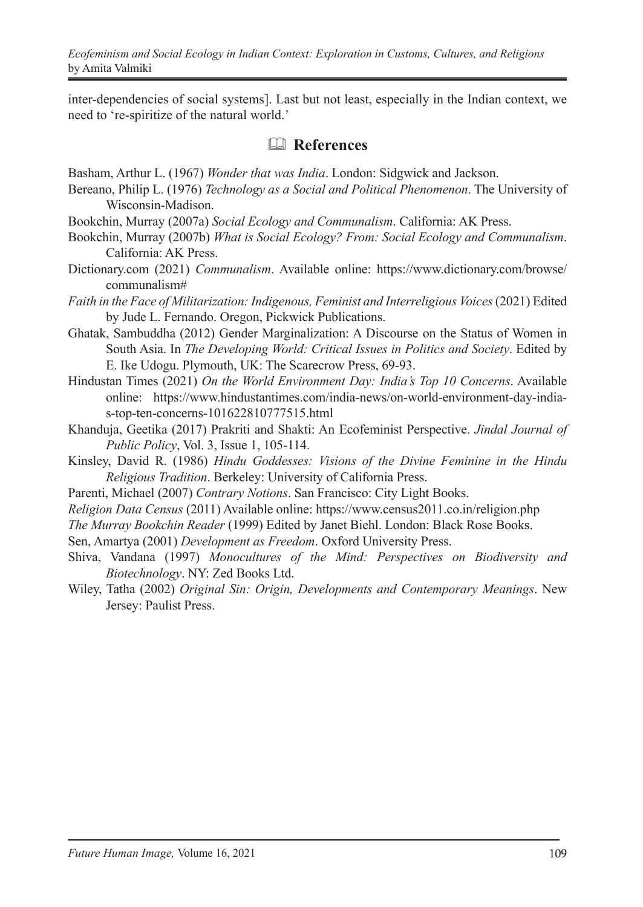inter-dependencies of social systems]. Last but not least, especially in the Indian context, we need to 're-spiritize of the natural world.'

## References

Basham, Arthur L. (1967) *Wonder that was India*. London: Sidgwick and Jackson.

Bereano, Philip L. (1976) *Technology as a Social and Political Phenomenon*. The University of Wisconsin-Madison.

Bookchin, Murray (2007a) *Social Ecology and Communalism*. California: AK Press.

Bookchin, Murray (2007b) *What is Social Ecology? From: Social Ecology and Communalism*. California: AK Press.

Dictionary.com (2021) *Communalism*. Available online: https://www.dictionary.com/browse/communalism#

*Faith in the Face of Militarization: Indigenous, Feminist and Interreligious Voices* (2021) Edited by Jude L. Fernando. Oregon, Pickwick Publications.

Ghatak, Sambuddha (2012) Gender Marginalization: A Discourse on the Status of Women in South Asia. In *The Developing World: Critical Issues in Politics and Society*. Edited by E. Ike Udogu. Plymouth, UK: The Scarecrow Press, 69-93.

Hindustan Times (2021) *On the World Environment Day: India's Top 10 Concerns*. Available online: https://www.hindustantimes.com/india-news/on-world-environment-day-india-s-top-ten-concerns-101622810777515.html

Khanduja, Geetika (2017) Prakriti and Shakti: An Ecofeminist Perspective. *Jindal Journal of Public Policy*, Vol. 3, Issue 1, 105-114.

Kinsley, David R. (1986) *Hindu Goddesses: Visions of the Divine Feminine in the Hindu Religious Tradition*. Berkeley: University of California Press.

Parenti, Michael (2007) *Contrary Notions*. San Francisco: City Light Books.

*Religion Data Census* (2011) Available online: https://www.census2011.co.in/religion.php

*The Murray Bookchin Reader* (1999) Edited by Janet Biehl. London: Black Rose Books.

Sen, Amartya (2001) *Development as Freedom*. Oxford University Press.

Shiva, Vandana (1997) *Monocultures of the Mind: Perspectives on Biodiversity and Biotechnology*. NY: Zed Books Ltd.

Wiley, Tatha (2002) *Original Sin: Origin, Developments and Contemporary Meanings*. New Jersey: Paulist Press.